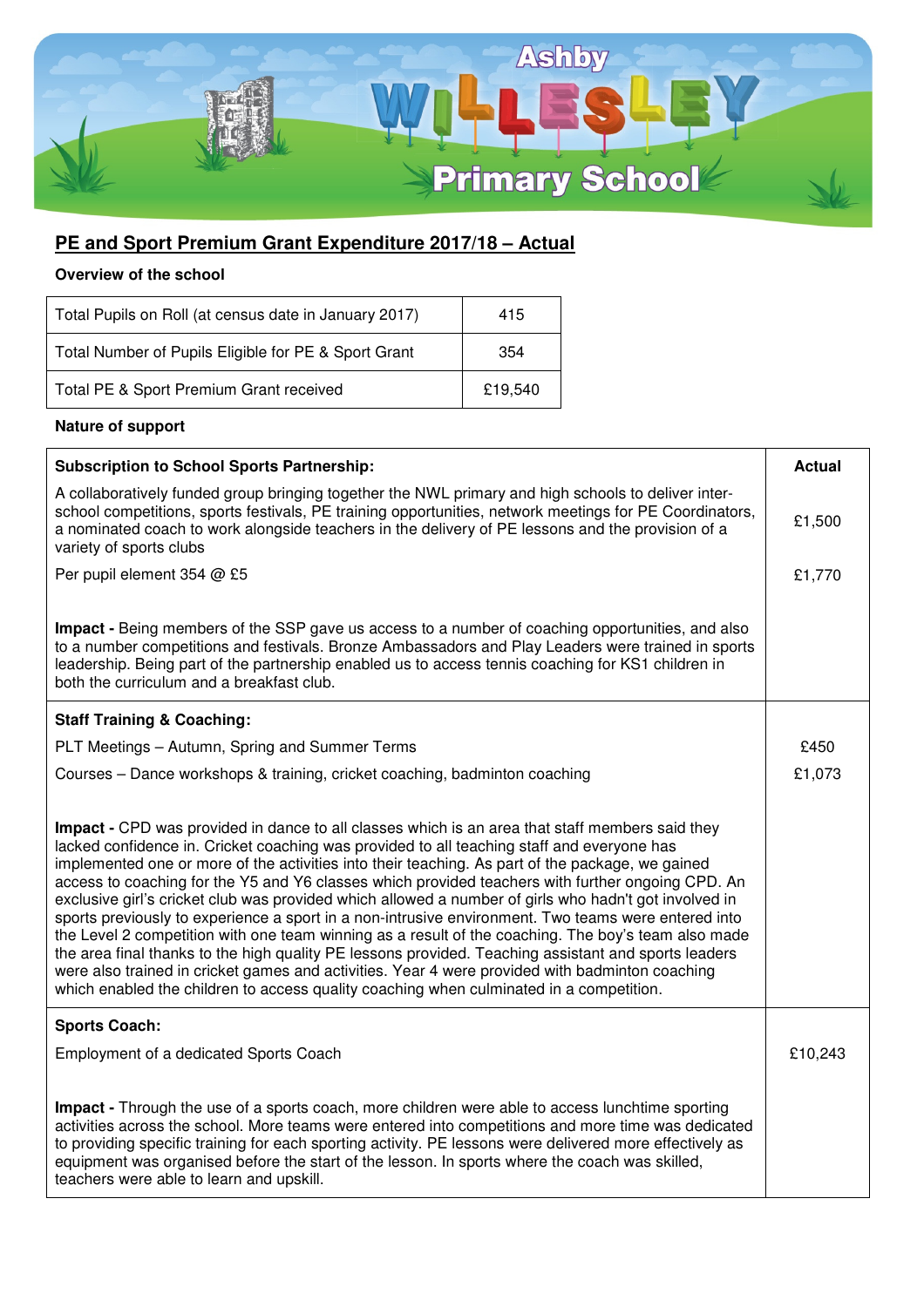Ashby Willesley Primary School

## PE and Sport Premium Grant Expenditure 2017/18 – Actual

**Overview of the school**

| Total Pupils on Roll (at census date in January 2017) | 415 |
|---|---|
| Total Number of Pupils Eligible for PE & Sport Grant | 354 |
| Total PE & Sport Premium Grant received | £19,540 |

**Nature of support**

| **Subscription to School Sports Partnership:** | **Actual** |
|---|---|
| A collaboratively funded group bringing together the NWL primary and high schools to deliver inter-school competitions, sports festivals, PE training opportunities, network meetings for PE Coordinators, a nominated coach to work alongside teachers in the delivery of PE lessons and the provision of a variety of sports clubs | £1,500 |
| Per pupil element 354 @ £5 | £1,770 |
| **Impact -** Being members of the SSP gave us access to a number of coaching opportunities, and also to a number competitions and festivals. Bronze Ambassadors and Play Leaders were trained in sports leadership. Being part of the partnership enabled us to access tennis coaching for KS1 children in both the curriculum and a breakfast club. | |
| **Staff Training & Coaching:** | |
| PLT Meetings – Autumn, Spring and Summer Terms | £450 |
| Courses – Dance workshops & training, cricket coaching, badminton coaching | £1,073 |
| **Impact -** CPD was provided in dance to all classes which is an area that staff members said they lacked confidence in. Cricket coaching was provided to all teaching staff and everyone has implemented one or more of the activities into their teaching. As part of the package, we gained access to coaching for the Y5 and Y6 classes which provided teachers with further ongoing CPD. An exclusive girl's cricket club was provided which allowed a number of girls who hadn't got involved in sports previously to experience a sport in a non-intrusive environment. Two teams were entered into the Level 2 competition with one team winning as a result of the coaching. The boy's team also made the area final thanks to the high quality PE lessons provided. Teaching assistant and sports leaders were also trained in cricket games and activities. Year 4 were provided with badminton coaching which enabled the children to access quality coaching when culminated in a competition. | |
| **Sports Coach:** | |
| Employment of a dedicated Sports Coach | £10,243 |
| **Impact -** Through the use of a sports coach, more children were able to access lunchtime sporting activities across the school. More teams were entered into competitions and more time was dedicated to providing specific training for each sporting activity. PE lessons were delivered more effectively as equipment was organised before the start of the lesson. In sports where the coach was skilled, teachers were able to learn and upskill. | |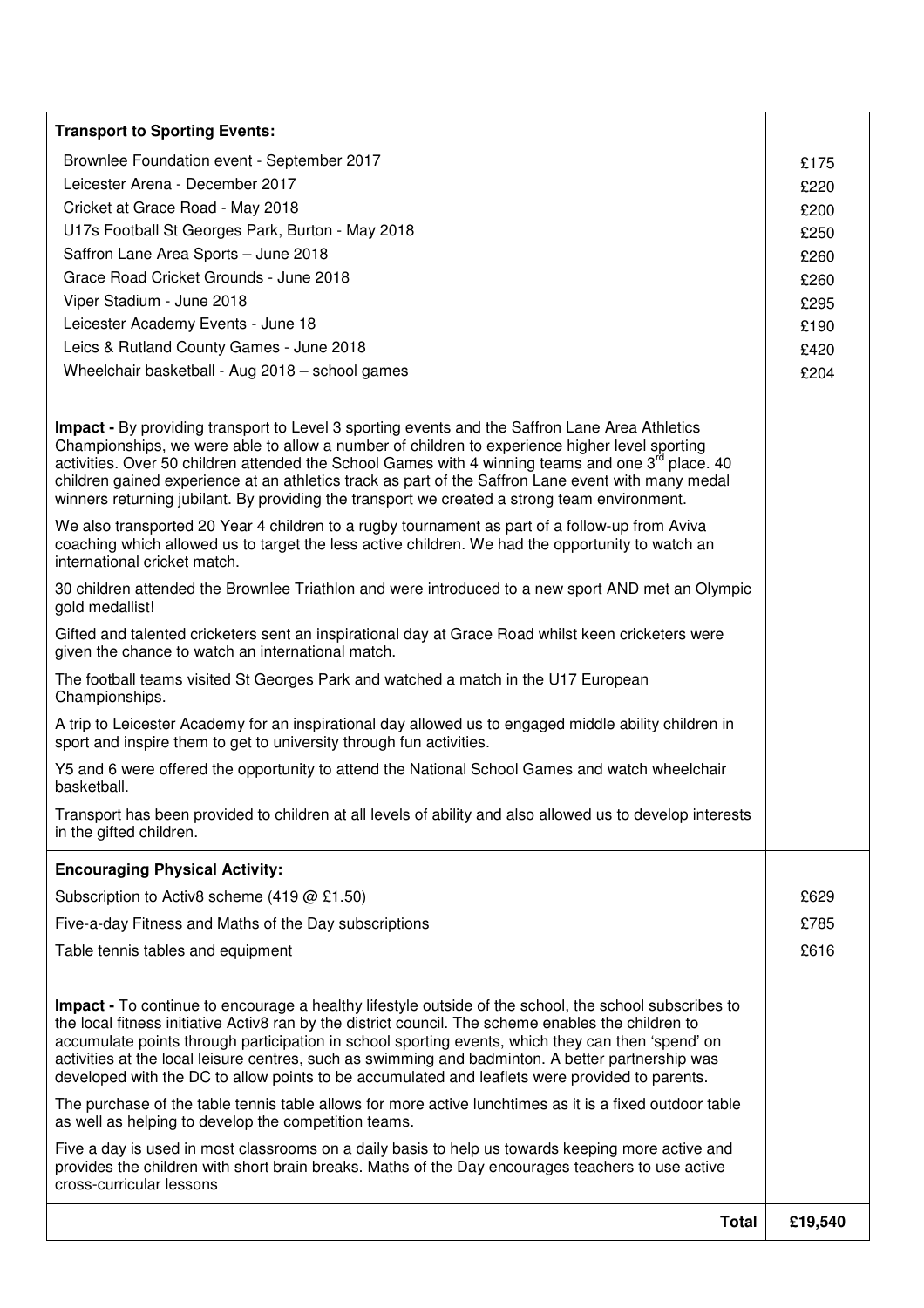| | |
|---|---|
| **Transport to Sporting Events:** | |
| Brownlee Foundation event - September 2017 | £175 |
| Leicester Arena - December 2017 | £220 |
| Cricket at Grace Road - May 2018 | £200 |
| U17s Football St Georges Park, Burton - May 2018 | £250 |
| Saffron Lane Area Sports – June 2018 | £260 |
| Grace Road Cricket Grounds - June 2018 | £260 |
| Viper Stadium - June 2018 | £295 |
| Leicester Academy Events - June 18 | £190 |
| Leics & Rutland County Games - June 2018 | £420 |
| Wheelchair basketball - Aug 2018 – school games | £204 |
| **Impact -** By providing transport to Level 3 sporting events and the Saffron Lane Area Athletics Championships, we were able to allow a number of children to experience higher level sporting activities. Over 50 children attended the School Games with 4 winning teams and one 3rd place. 40 children gained experience at an athletics track as part of the Saffron Lane event with many medal winners returning jubilant. By providing the transport we created a strong team environment.<br><br>We also transported 20 Year 4 children to a rugby tournament as part of a follow-up from Aviva coaching which allowed us to target the less active children. We had the opportunity to watch an international cricket match.<br><br>30 children attended the Brownlee Triathlon and were introduced to a new sport AND met an Olympic gold medallist!<br><br>Gifted and talented cricketers sent an inspirational day at Grace Road whilst keen cricketers were given the chance to watch an international match.<br><br>The football teams visited St Georges Park and watched a match in the U17 European Championships.<br><br>A trip to Leicester Academy for an inspirational day allowed us to engaged middle ability children in sport and inspire them to get to university through fun activities.<br><br>Y5 and 6 were offered the opportunity to attend the National School Games and watch wheelchair basketball.<br><br>Transport has been provided to children at all levels of ability and also allowed us to develop interests in the gifted children. | |
| **Encouraging Physical Activity:** | |
| Subscription to Activ8 scheme (419 @ £1.50) | £629 |
| Five-a-day Fitness and Maths of the Day subscriptions | £785 |
| Table tennis tables and equipment | £616 |
| **Impact -** To continue to encourage a healthy lifestyle outside of the school, the school subscribes to the local fitness initiative Activ8 ran by the district council. The scheme enables the children to accumulate points through participation in school sporting events, which they can then 'spend' on activities at the local leisure centres, such as swimming and badminton. A better partnership was developed with the DC to allow points to be accumulated and leaflets were provided to parents.<br><br>The purchase of the table tennis table allows for more active lunchtimes as it is a fixed outdoor table as well as helping to develop the competition teams.<br><br>Five a day is used in most classrooms on a daily basis to help us towards keeping more active and provides the children with short brain breaks. Maths of the Day encourages teachers to use active cross-curricular lessons | |
| **Total** | **£19,540** |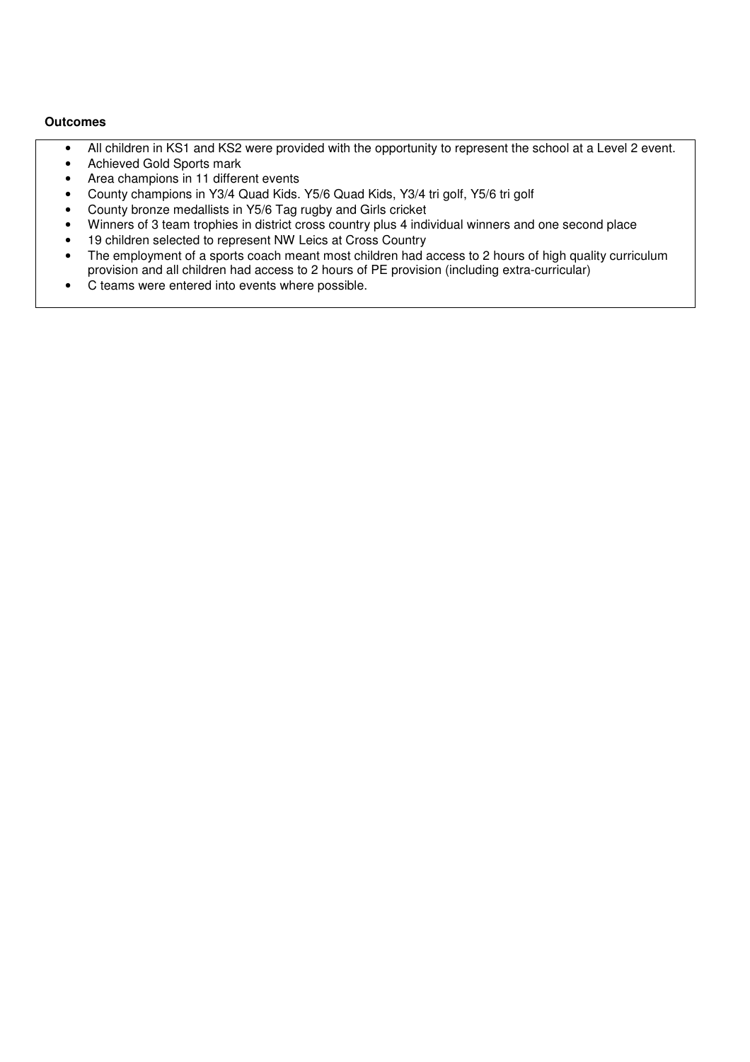**Outcomes**

- All children in KS1 and KS2 were provided with the opportunity to represent the school at a Level 2 event.
- Achieved Gold Sports mark
- Area champions in 11 different events
- County champions in Y3/4 Quad Kids. Y5/6 Quad Kids, Y3/4 tri golf, Y5/6 tri golf
- County bronze medallists in Y5/6 Tag rugby and Girls cricket
- Winners of 3 team trophies in district cross country plus 4 individual winners and one second place
- 19 children selected to represent NW Leics at Cross Country
- The employment of a sports coach meant most children had access to 2 hours of high quality curriculum provision and all children had access to 2 hours of PE provision (including extra-curricular)
- C teams were entered into events where possible.